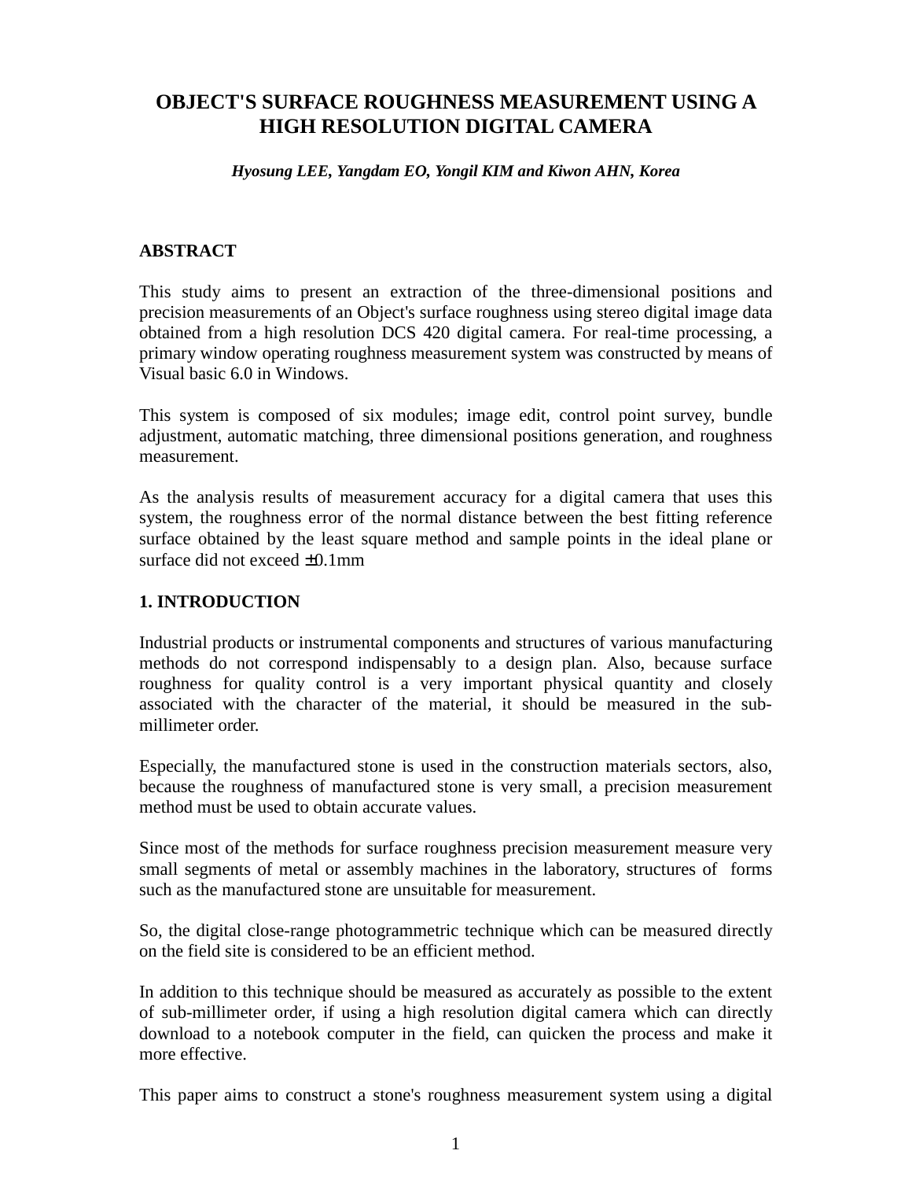# OBJECT'S SURFACE ROUGHNESS MEASUREMENT USING A HIGH RESOLUTION DIGITAL CAMERA

***Hyosung LEE, Yangdam EO, Yongil KIM and Kiwon AHN, Korea***

## ABSTRACT

This study aims to present an extraction of the three-dimensional positions and precision measurements of an Object's surface roughness using stereo digital image data obtained from a high resolution DCS 420 digital camera. For real-time processing, a primary window operating roughness measurement system was constructed by means of Visual basic 6.0 in Windows.

This system is composed of six modules; image edit, control point survey, bundle adjustment, automatic matching, three dimensional positions generation, and roughness measurement.

As the analysis results of measurement accuracy for a digital camera that uses this system, the roughness error of the normal distance between the best fitting reference surface obtained by the least square method and sample points in the ideal plane or surface did not exceed ±0.1mm

## 1. INTRODUCTION

Industrial products or instrumental components and structures of various manufacturing methods do not correspond indispensably to a design plan. Also, because surface roughness for quality control is a very important physical quantity and closely associated with the character of the material, it should be measured in the sub-millimeter order.

Especially, the manufactured stone is used in the construction materials sectors, also, because the roughness of manufactured stone is very small, a precision measurement method must be used to obtain accurate values.

Since most of the methods for surface roughness precision measurement measure very small segments of metal or assembly machines in the laboratory, structures of forms such as the manufactured stone are unsuitable for measurement.

So, the digital close-range photogrammetric technique which can be measured directly on the field site is considered to be an efficient method.

In addition to this technique should be measured as accurately as possible to the extent of sub-millimeter order, if using a high resolution digital camera which can directly download to a notebook computer in the field, can quicken the process and make it more effective.

This paper aims to construct a stone's roughness measurement system using a digital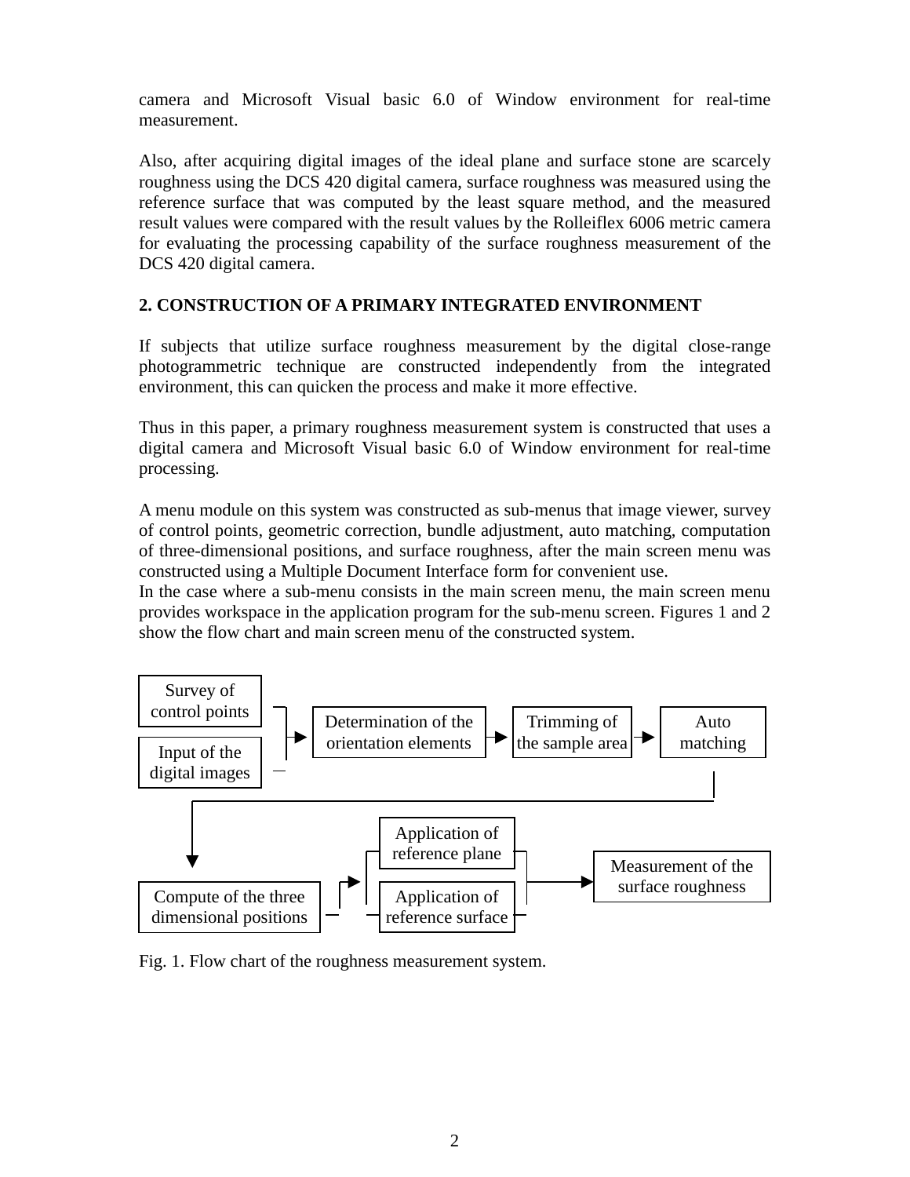camera and Microsoft Visual basic 6.0 of Window environment for real-time measurement.

Also, after acquiring digital images of the ideal plane and surface stone are scarcely roughness using the DCS 420 digital camera, surface roughness was measured using the reference surface that was computed by the least square method, and the measured result values were compared with the result values by the Rolleiflex 6006 metric camera for evaluating the processing capability of the surface roughness measurement of the DCS 420 digital camera.

## 2. CONSTRUCTION OF A PRIMARY INTEGRATED ENVIRONMENT

If subjects that utilize surface roughness measurement by the digital close-range photogrammetric technique are constructed independently from the integrated environment, this can quicken the process and make it more effective.

Thus in this paper, a primary roughness measurement system is constructed that uses a digital camera and Microsoft Visual basic 6.0 of Window environment for real-time processing.

A menu module on this system was constructed as sub-menus that image viewer, survey of control points, geometric correction, bundle adjustment, auto matching, computation of three-dimensional positions, and surface roughness, after the main screen menu was constructed using a Multiple Document Interface form for convenient use.
In the case where a sub-menu consists in the main screen menu, the main screen menu provides workspace in the application program for the sub-menu screen. Figures 1 and 2 show the flow chart and main screen menu of the constructed system.

Survey of control points | Input of the digital images → Determination of the orientation elements → Trimming of the sample area → Auto matching → Compute of the three dimensional positions → Application of reference plane | Application of reference surface → Measurement of the surface roughness

Fig. 1. Flow chart of the roughness measurement system.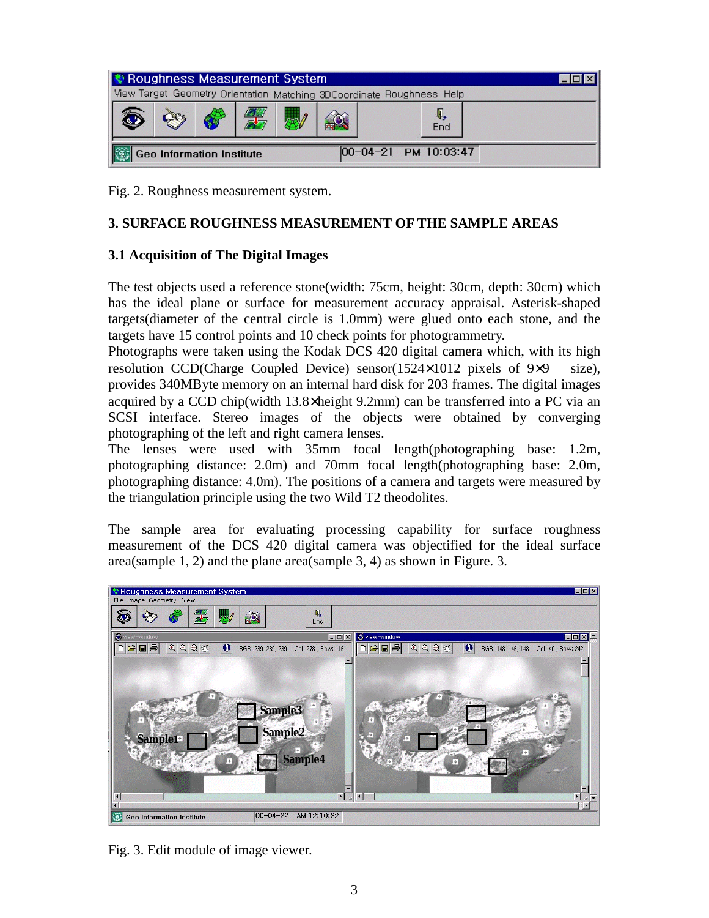Fig. 2. Roughness measurement system.

## 3. SURFACE ROUGHNESS MEASUREMENT OF THE SAMPLE AREAS

### 3.1 Acquisition of The Digital Images

The test objects used a reference stone(width: 75cm, height: 30cm, depth: 30cm) which has the ideal plane or surface for measurement accuracy appraisal. Asterisk-shaped targets(diameter of the central circle is 1.0mm) were glued onto each stone, and the targets have 15 control points and 10 check points for photogrammetry.

Photographs were taken using the Kodak DCS 420 digital camera which, with its high resolution CCD(Charge Coupled Device) sensor(1524×1012 pixels of 9×9 size), provides 340MByte memory on an internal hard disk for 203 frames. The digital images acquired by a CCD chip(width 13.8×height 9.2mm) can be transferred into a PC via an SCSI interface. Stereo images of the objects were obtained by converging photographing of the left and right camera lenses.

The lenses were used with 35mm focal length(photographing base: 1.2m, photographing distance: 2.0m) and 70mm focal length(photographing base: 2.0m, photographing distance: 4.0m). The positions of a camera and targets were measured by the triangulation principle using the two Wild T2 theodolites.

The sample area for evaluating processing capability for surface roughness measurement of the DCS 420 digital camera was objectified for the ideal surface area(sample 1, 2) and the plane area(sample 3, 4) as shown in Figure. 3.

Fig. 3. Edit module of image viewer.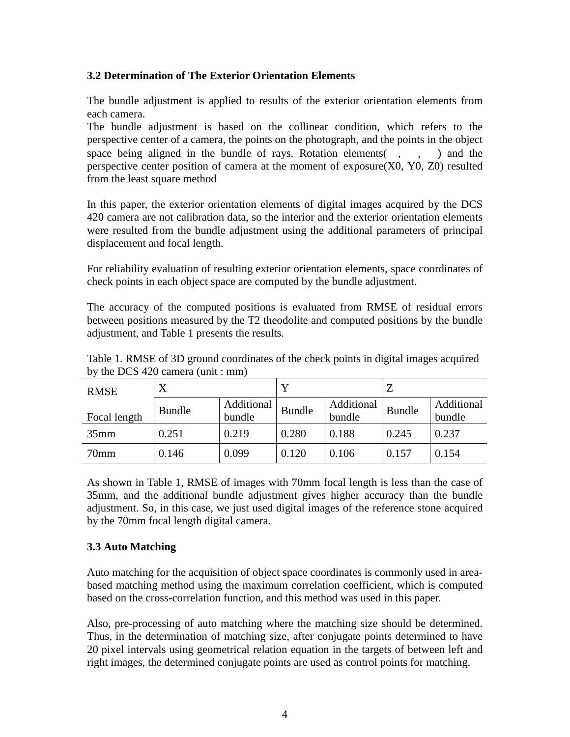### 3.2 Determination of The Exterior Orientation Elements

The bundle adjustment is applied to results of the exterior orientation elements from each camera.
The bundle adjustment is based on the collinear condition, which refers to the perspective center of a camera, the points on the photograph, and the points in the object space being aligned in the bundle of rays. Rotation elements( , , ) and the perspective center position of camera at the moment of exposure(X0, Y0, Z0) resulted from the least square method

In this paper, the exterior orientation elements of digital images acquired by the DCS 420 camera are not calibration data, so the interior and the exterior orientation elements were resulted from the bundle adjustment using the additional parameters of principal displacement and focal length.

For reliability evaluation of resulting exterior orientation elements, space coordinates of check points in each object space are computed by the bundle adjustment.

The accuracy of the computed positions is evaluated from RMSE of residual errors between positions measured by the T2 theodolite and computed positions by the bundle adjustment, and Table 1 presents the results.

Table 1. RMSE of 3D ground coordinates of the check points in digital images acquired by the DCS 420 camera (unit : mm)

| RMSE | X | | Y | | Z | |
|---|---|---|---|---|---|---|
| Focal length | Bundle | Additional bundle | Bundle | Additional bundle | Bundle | Additional bundle |
| 35mm | 0.251 | 0.219 | 0.280 | 0.188 | 0.245 | 0.237 |
| 70mm | 0.146 | 0.099 | 0.120 | 0.106 | 0.157 | 0.154 |

As shown in Table 1, RMSE of images with 70mm focal length is less than the case of 35mm, and the additional bundle adjustment gives higher accuracy than the bundle adjustment. So, in this case, we just used digital images of the reference stone acquired by the 70mm focal length digital camera.

### 3.3 Auto Matching

Auto matching for the acquisition of object space coordinates is commonly used in area-based matching method using the maximum correlation coefficient, which is computed based on the cross-correlation function, and this method was used in this paper.

Also, pre-processing of auto matching where the matching size should be determined. Thus, in the determination of matching size, after conjugate points determined to have 20 pixel intervals using geometrical relation equation in the targets of between left and right images, the determined conjugate points are used as control points for matching.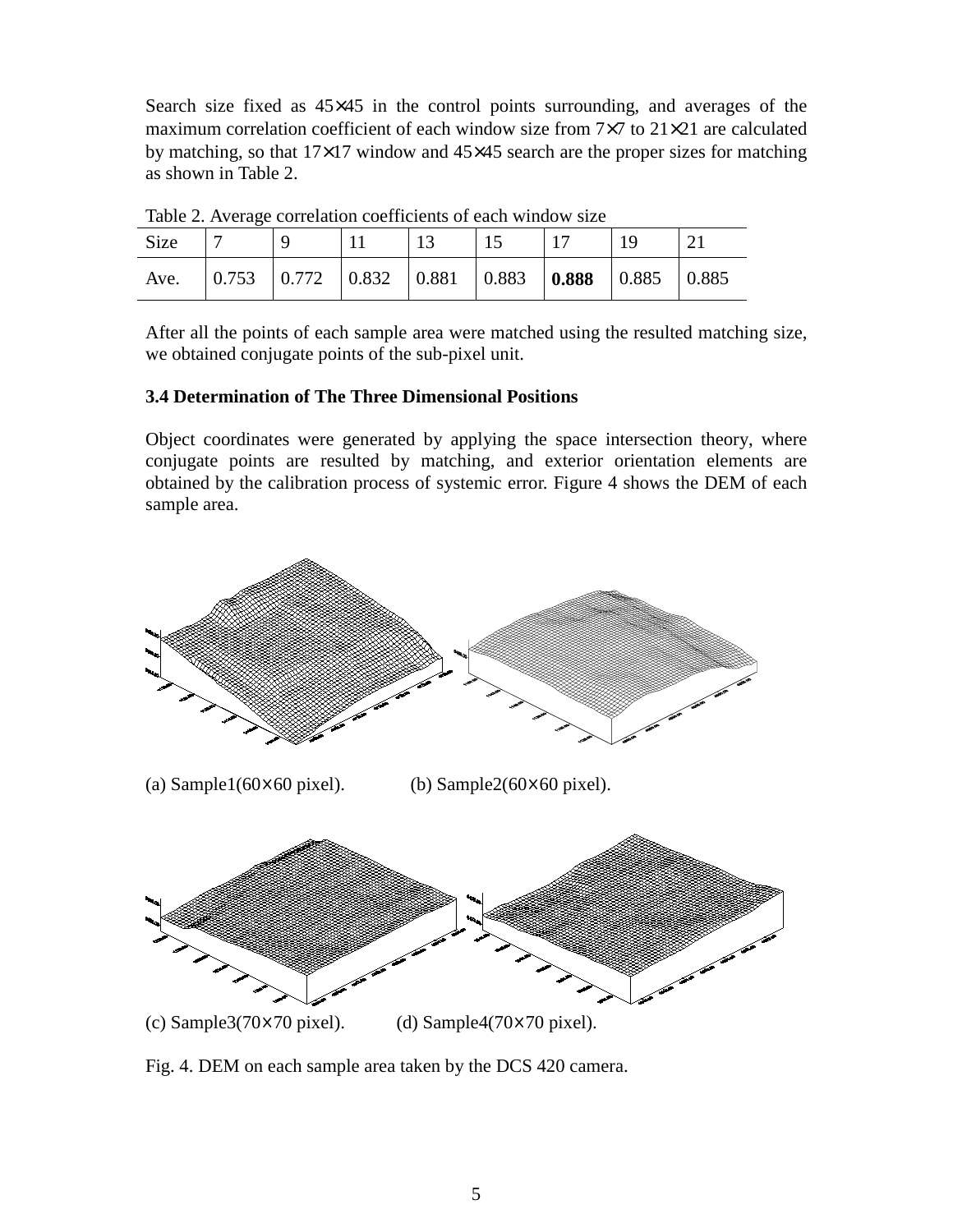Search size fixed as 45×45 in the control points surrounding, and averages of the maximum correlation coefficient of each window size from 7×7 to 21×21 are calculated by matching, so that 17×17 window and 45×45 search are the proper sizes for matching as shown in Table 2.

Table 2. Average correlation coefficients of each window size

| Size | 7 | 9 | 11 | 13 | 15 | 17 | 19 | 21 |
|---|---|---|---|---|---|---|---|---|
| Ave. | 0.753 | 0.772 | 0.832 | 0.881 | 0.883 | **0.888** | 0.885 | 0.885 |

After all the points of each sample area were matched using the resulted matching size, we obtained conjugate points of the sub-pixel unit.

### 3.4 Determination of The Three Dimensional Positions

Object coordinates were generated by applying the space intersection theory, where conjugate points are resulted by matching, and exterior orientation elements are obtained by the calibration process of systemic error. Figure 4 shows the DEM of each sample area.

(a) Sample1(60×60 pixel). (b) Sample2(60×60 pixel).

(c) Sample3(70×70 pixel). (d) Sample4(70×70 pixel).

Fig. 4. DEM on each sample area taken by the DCS 420 camera.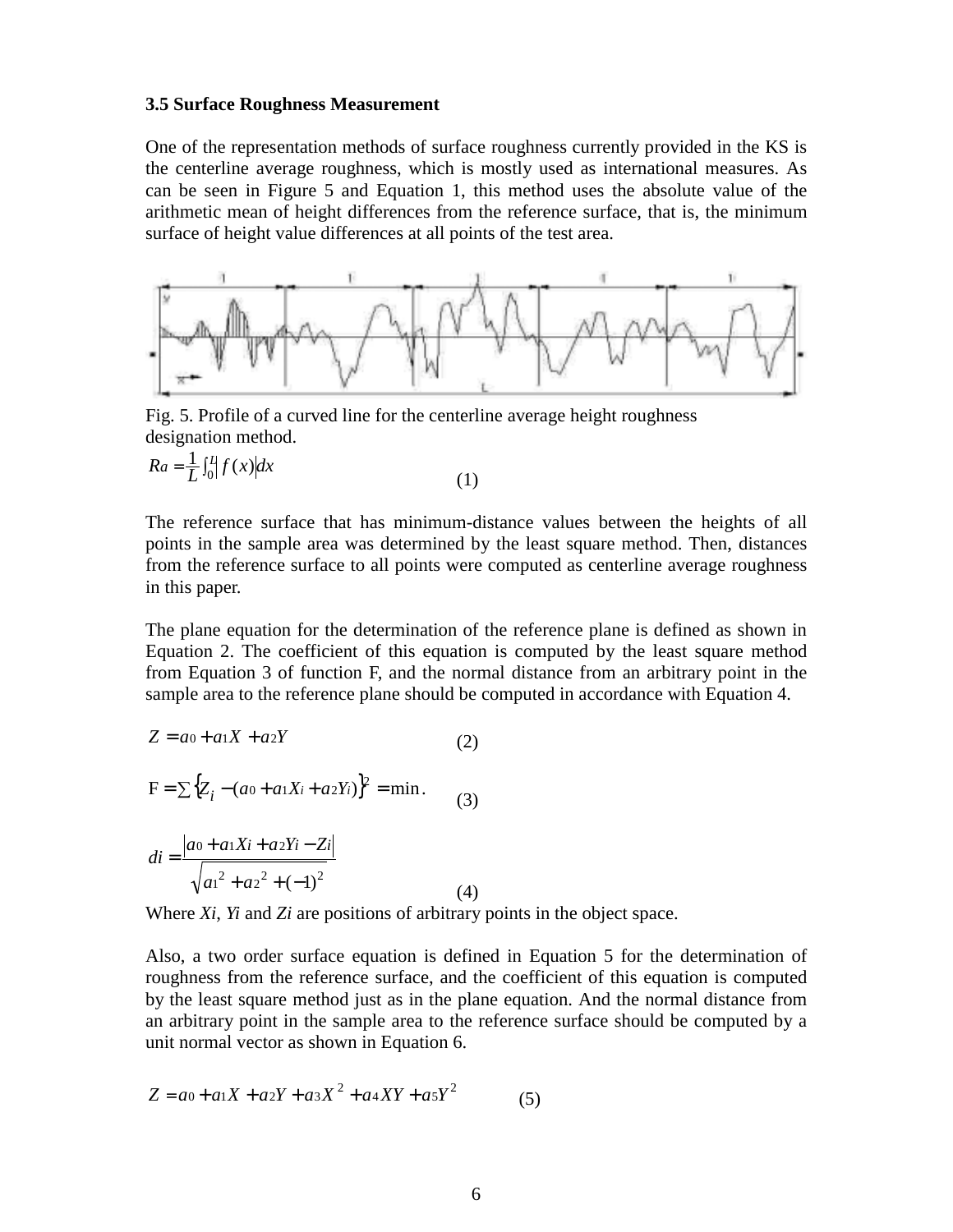### 3.5 Surface Roughness Measurement

One of the representation methods of surface roughness currently provided in the KS is the centerline average roughness, which is mostly used as international measures. As can be seen in Figure 5 and Equation 1, this method uses the absolute value of the arithmetic mean of height differences from the reference surface, that is, the minimum surface of height value differences at all points of the test area.

Fig. 5. Profile of a curved line for the centerline average height roughness designation method.

$$R_a = \frac{1}{L}\int_0^L \left| f(x) \right| dx \qquad (1)$$

The reference surface that has minimum-distance values between the heights of all points in the sample area was determined by the least square method. Then, distances from the reference surface to all points were computed as centerline average roughness in this paper.

The plane equation for the determination of the reference plane is defined as shown in Equation 2. The coefficient of this equation is computed by the least square method from Equation 3 of function F, and the normal distance from an arbitrary point in the sample area to the reference plane should be computed in accordance with Equation 4.

$$Z = a_0 + a_1 X + a_2 Y \qquad (2)$$

$$\mathrm{F} = \sum \left\{ Z_i - (a_0 + a_1 X_i + a_2 Y_i) \right\}^2 = \min. \qquad (3)$$

$$d_i = \frac{\left| a_0 + a_1 X_i + a_2 Y_i - Z_i \right|}{\sqrt{a_1^2 + a_2^2 + (-1)^2}} \qquad (4)$$

Where $X_i$, $Y_i$ and $Z_i$ are positions of arbitrary points in the object space.

Also, a two order surface equation is defined in Equation 5 for the determination of roughness from the reference surface, and the coefficient of this equation is computed by the least square method just as in the plane equation. And the normal distance from an arbitrary point in the sample area to the reference surface should be computed by a unit normal vector as shown in Equation 6.

$$Z = a_0 + a_1 X + a_2 Y + a_3 X^2 + a_4 XY + a_5 Y^2 \qquad (5)$$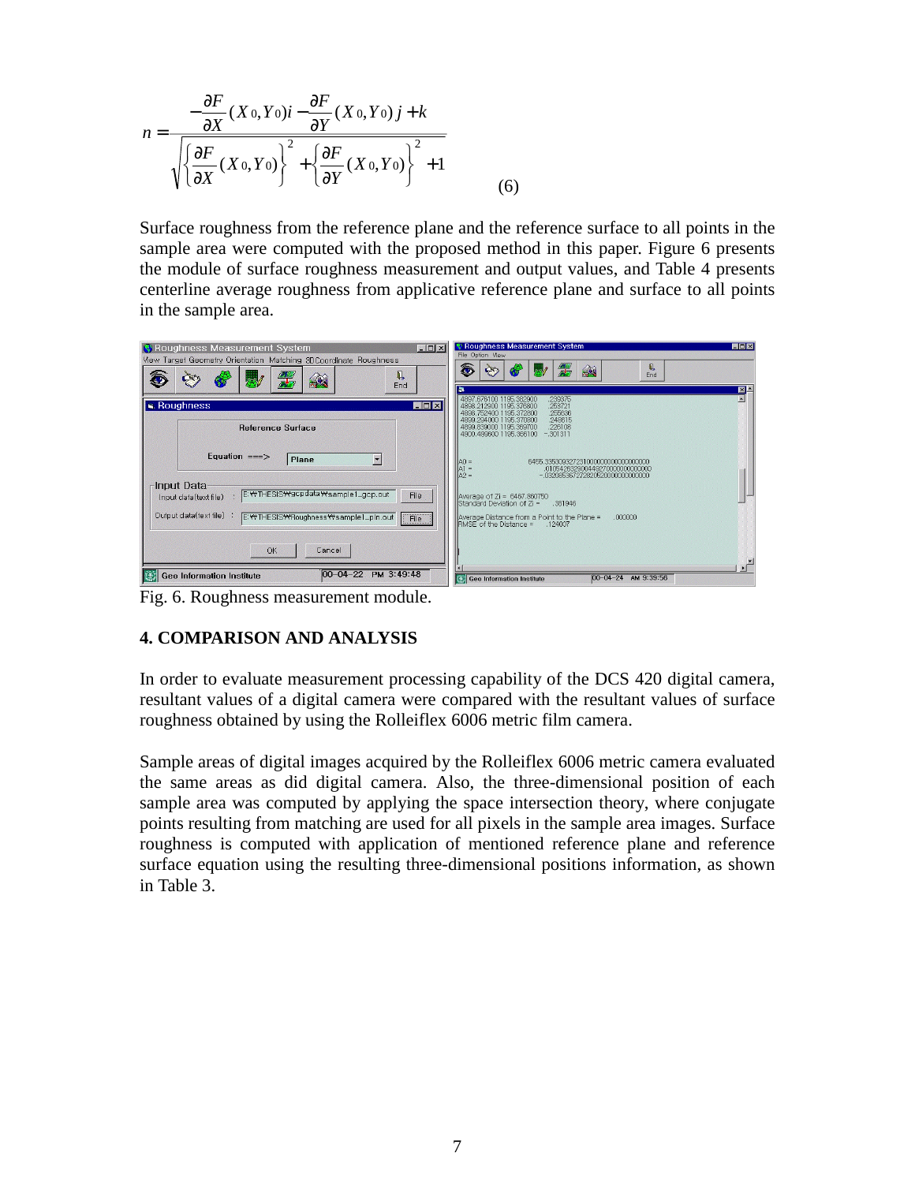$$n = \frac{-\frac{\partial F}{\partial X}(X_0, Y_0)i - \frac{\partial F}{\partial Y}(X_0, Y_0)j + k}{\sqrt{\left\{\frac{\partial F}{\partial X}(X_0, Y_0)\right\}^2 + \left\{\frac{\partial F}{\partial Y}(X_0, Y_0)\right\}^2 + 1}} \quad (6)$$

Surface roughness from the reference plane and the reference surface to all points in the sample area were computed with the proposed method in this paper. Figure 6 presents the module of surface roughness measurement and output values, and Table 4 presents centerline average roughness from applicative reference plane and surface to all points in the sample area.

Fig. 6. Roughness measurement module.

## 4. COMPARISON AND ANALYSIS

In order to evaluate measurement processing capability of the DCS 420 digital camera, resultant values of a digital camera were compared with the resultant values of surface roughness obtained by using the Rolleiflex 6006 metric film camera.

Sample areas of digital images acquired by the Rolleiflex 6006 metric camera evaluated the same areas as did digital camera. Also, the three-dimensional position of each sample area was computed by applying the space intersection theory, where conjugate points resulting from matching are used for all pixels in the sample area images. Surface roughness is computed with application of mentioned reference plane and reference surface equation using the resulting three-dimensional positions information, as shown in Table 3.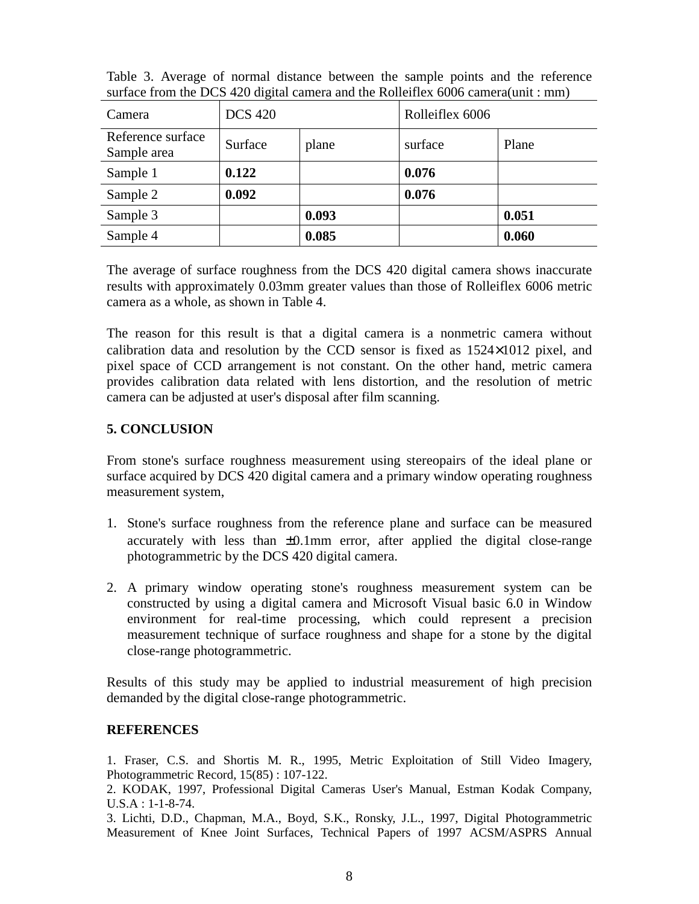Table 3. Average of normal distance between the sample points and the reference surface from the DCS 420 digital camera and the Rolleiflex 6006 camera(unit : mm)

| Camera | DCS 420 | | Rolleiflex 6006 | |
|---|---|---|---|---|
| Reference surface Sample area | Surface | plane | surface | Plane |
| Sample 1 | **0.122** | | **0.076** | |
| Sample 2 | **0.092** | | **0.076** | |
| Sample 3 | | **0.093** | | **0.051** |
| Sample 4 | | **0.085** | | **0.060** |

The average of surface roughness from the DCS 420 digital camera shows inaccurate results with approximately 0.03mm greater values than those of Rolleiflex 6006 metric camera as a whole, as shown in Table 4.

The reason for this result is that a digital camera is a nonmetric camera without calibration data and resolution by the CCD sensor is fixed as 1524×1012 pixel, and pixel space of CCD arrangement is not constant. On the other hand, metric camera provides calibration data related with lens distortion, and the resolution of metric camera can be adjusted at user's disposal after film scanning.

## 5. CONCLUSION

From stone's surface roughness measurement using stereopairs of the ideal plane or surface acquired by DCS 420 digital camera and a primary window operating roughness measurement system,

1. Stone's surface roughness from the reference plane and surface can be measured accurately with less than ±0.1mm error, after applied the digital close-range photogrammetric by the DCS 420 digital camera.

2. A primary window operating stone's roughness measurement system can be constructed by using a digital camera and Microsoft Visual basic 6.0 in Window environment for real-time processing, which could represent a precision measurement technique of surface roughness and shape for a stone by the digital close-range photogrammetric.

Results of this study may be applied to industrial measurement of high precision demanded by the digital close-range photogrammetric.

## REFERENCES

1. Fraser, C.S. and Shortis M. R., 1995, Metric Exploitation of Still Video Imagery, Photogrammetric Record, 15(85) : 107-122.
2. KODAK, 1997, Professional Digital Cameras User's Manual, Estman Kodak Company, U.S.A : 1-1-8-74.
3. Lichti, D.D., Chapman, M.A., Boyd, S.K., Ronsky, J.L., 1997, Digital Photogrammetric Measurement of Knee Joint Surfaces, Technical Papers of 1997 ACSM/ASPRS Annual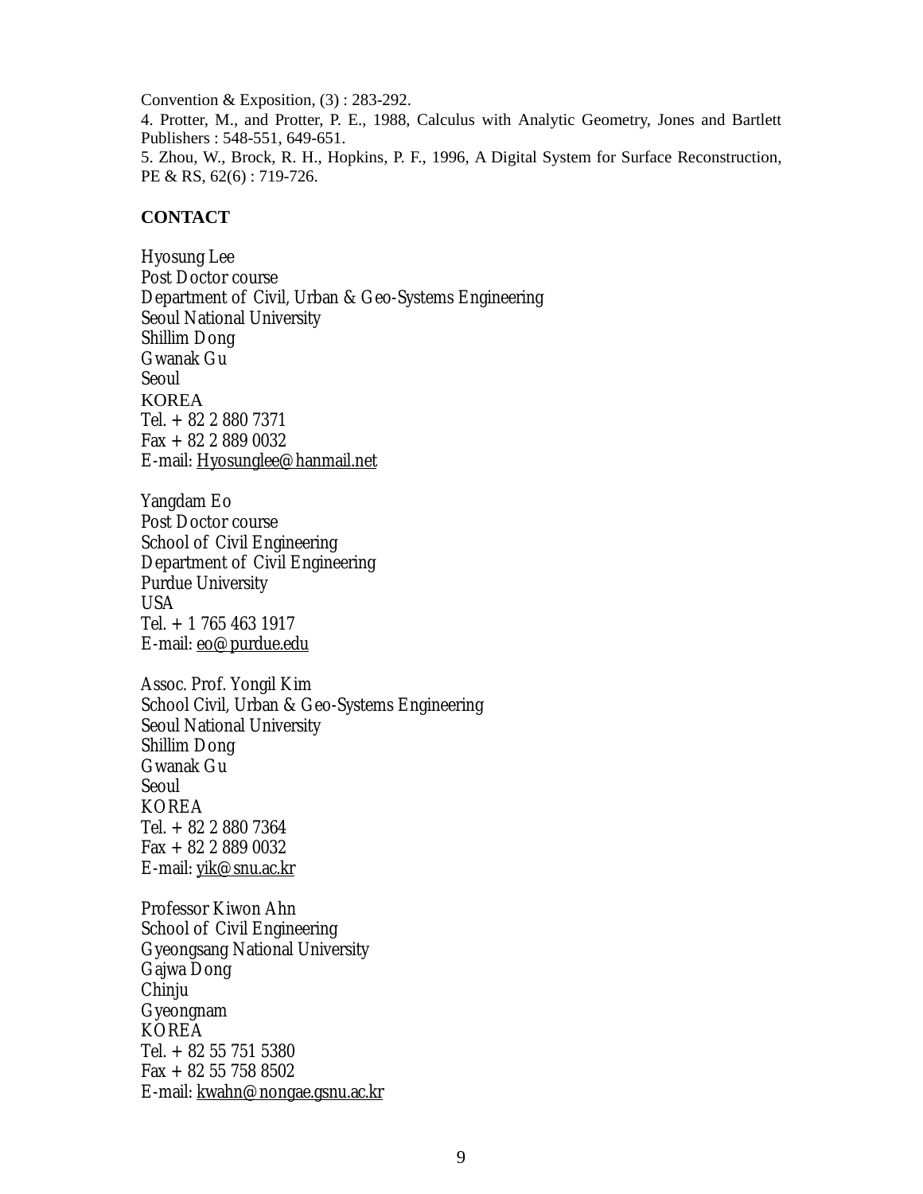Convention & Exposition, (3) : 283-292.

4. Protter, M., and Protter, P. E., 1988, Calculus with Analytic Geometry, Jones and Bartlett Publishers : 548-551, 649-651.

5. Zhou, W., Brock, R. H., Hopkins, P. F., 1996, A Digital System for Surface Reconstruction, PE & RS, 62(6) : 719-726.

## CONTACT

Hyosung Lee
Post Doctor course
Department of Civil, Urban & Geo-Systems Engineering
Seoul National University
Shillim Dong
Gwanak Gu
Seoul
KOREA
Tel. + 82 2 880 7371
Fax + 82 2 889 0032
E-mail: Hyosunglee@hanmail.net

Yangdam Eo
Post Doctor course
School of Civil Engineering
Department of Civil Engineering
Purdue University
USA
Tel. + 1 765 463 1917
E-mail: eo@purdue.edu

Assoc. Prof. Yongil Kim
School Civil, Urban & Geo-Systems Engineering
Seoul National University
Shillim Dong
Gwanak Gu
Seoul
KOREA
Tel. + 82 2 880 7364
Fax + 82 2 889 0032
E-mail: yik@snu.ac.kr

Professor Kiwon Ahn
School of Civil Engineering
Gyeongsang National University
Gajwa Dong
Chinju
Gyeongnam
KOREA
Tel. + 82 55 751 5380
Fax + 82 55 758 8502
E-mail: kwahn@nongae.gsnu.ac.kr